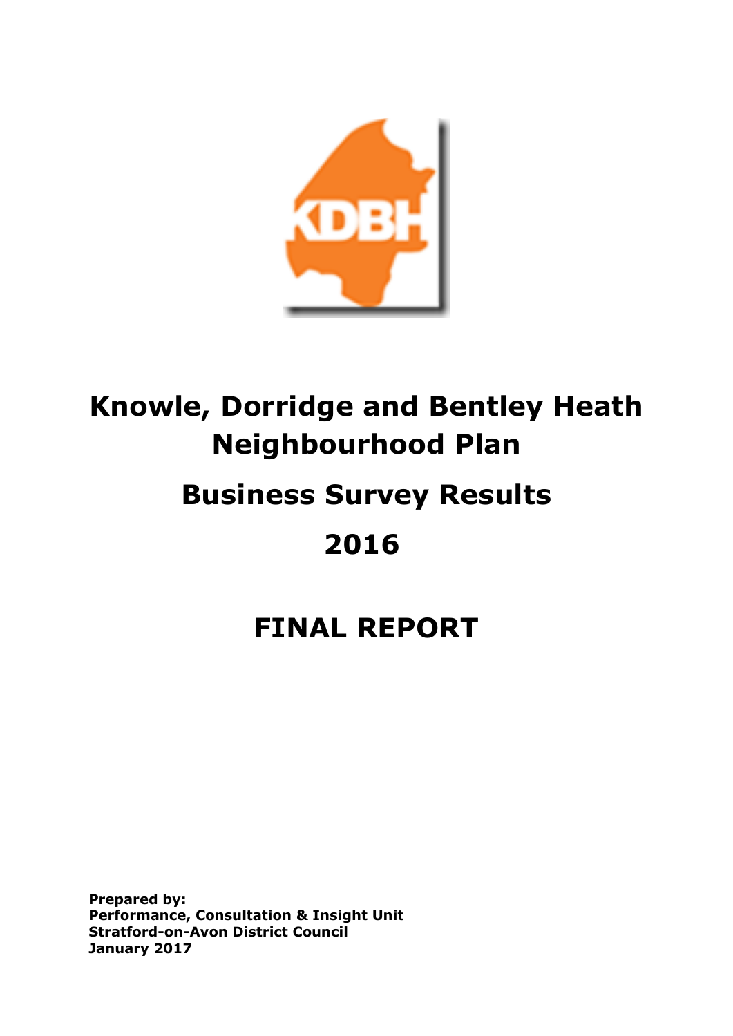# Knowle, Dorridge and Bentley Heath Neighbourhood Plan

# Business Survey Results

# 2016

# FINAL REPORT

**Prepared by:**
**Performance, Consultation & Insight Unit**
**Stratford-on-Avon District Council**
**January 2017**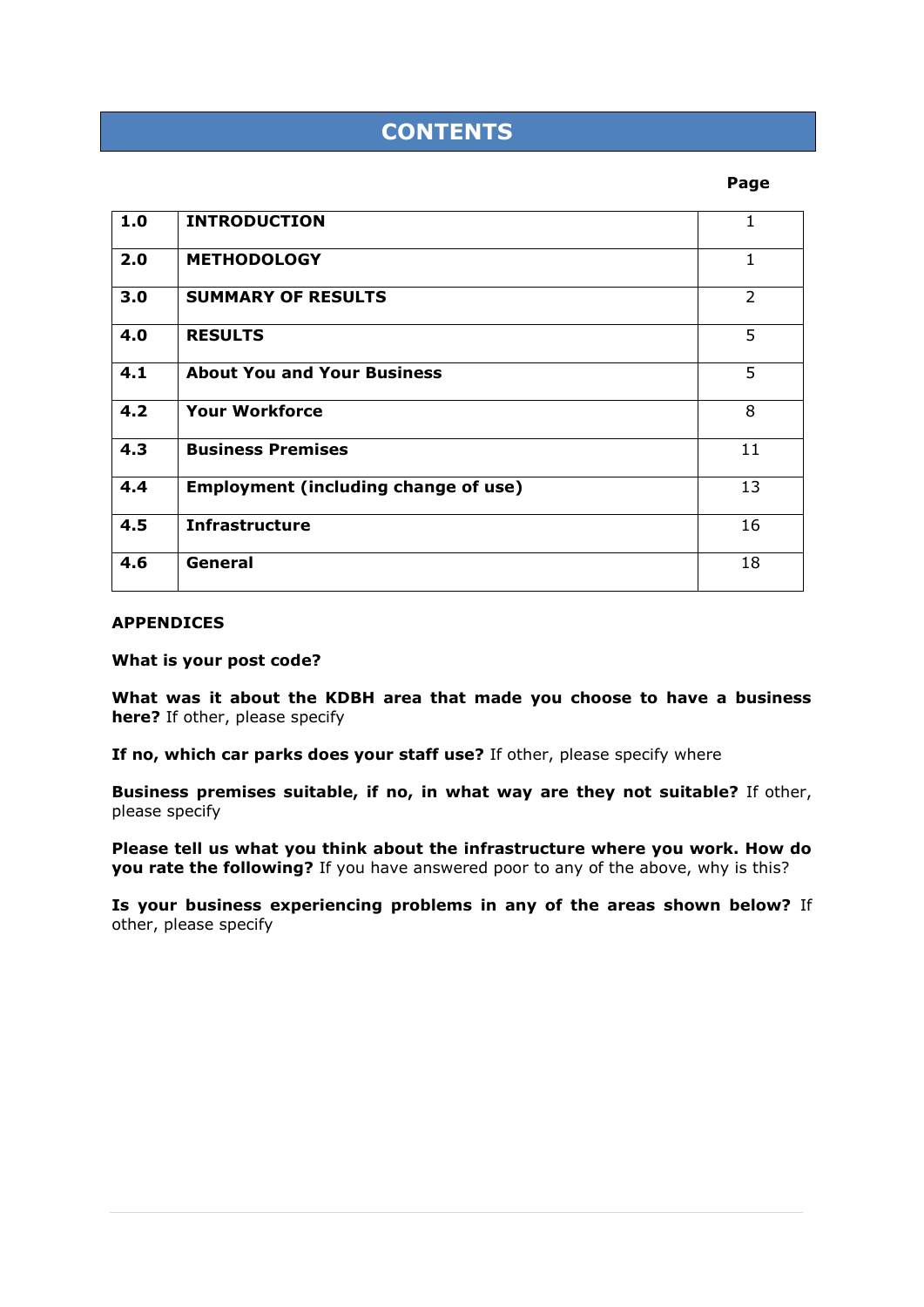# CONTENTS

| | | Page |
|---|---|---|
| **1.0** | **INTRODUCTION** | 1 |
| **2.0** | **METHODOLOGY** | 1 |
| **3.0** | **SUMMARY OF RESULTS** | 2 |
| **4.0** | **RESULTS** | 5 |
| **4.1** | **About You and Your Business** | 5 |
| **4.2** | **Your Workforce** | 8 |
| **4.3** | **Business Premises** | 11 |
| **4.4** | **Employment (including change of use)** | 13 |
| **4.5** | **Infrastructure** | 16 |
| **4.6** | **General** | 18 |

**APPENDICES**

**What is your post code?**

**What was it about the KDBH area that made you choose to have a business here?** If other, please specify

**If no, which car parks does your staff use?** If other, please specify where

**Business premises suitable, if no, in what way are they not suitable?** If other, please specify

**Please tell us what you think about the infrastructure where you work. How do you rate the following?** If you have answered poor to any of the above, why is this?

**Is your business experiencing problems in any of the areas shown below?** If other, please specify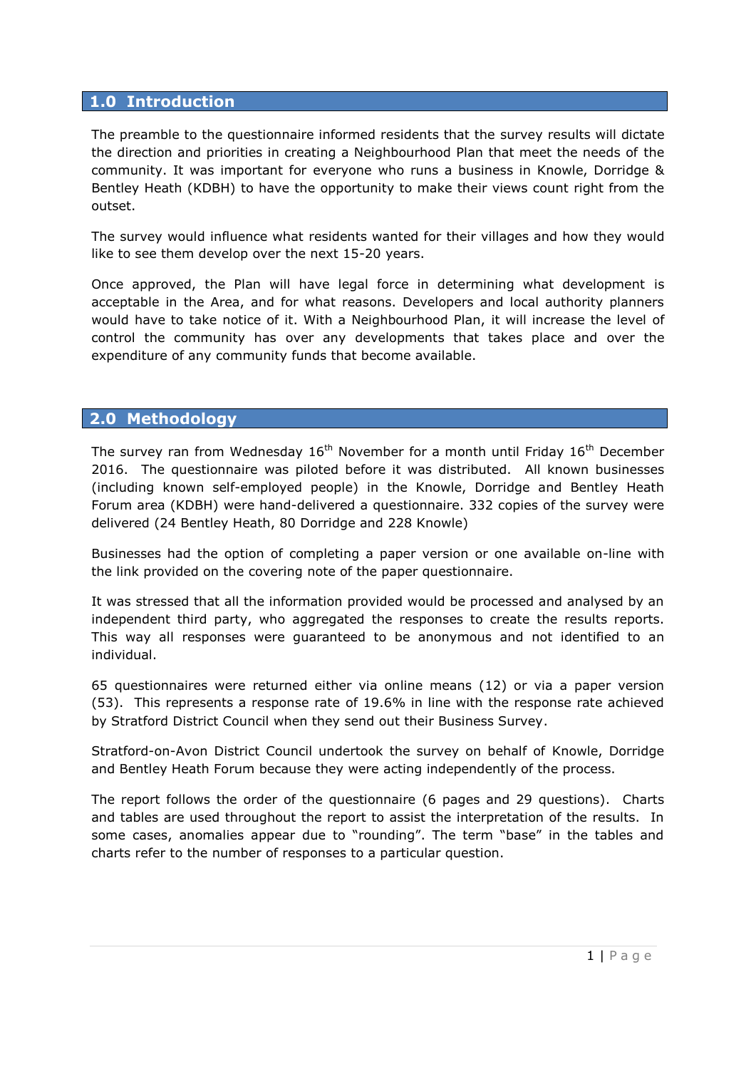## 1.0 Introduction

The preamble to the questionnaire informed residents that the survey results will dictate the direction and priorities in creating a Neighbourhood Plan that meet the needs of the community. It was important for everyone who runs a business in Knowle, Dorridge & Bentley Heath (KDBH) to have the opportunity to make their views count right from the outset.

The survey would influence what residents wanted for their villages and how they would like to see them develop over the next 15-20 years.

Once approved, the Plan will have legal force in determining what development is acceptable in the Area, and for what reasons. Developers and local authority planners would have to take notice of it. With a Neighbourhood Plan, it will increase the level of control the community has over any developments that takes place and over the expenditure of any community funds that become available.

## 2.0 Methodology

The survey ran from Wednesday 16th November for a month until Friday 16th December 2016. The questionnaire was piloted before it was distributed. All known businesses (including known self-employed people) in the Knowle, Dorridge and Bentley Heath Forum area (KDBH) were hand-delivered a questionnaire. 332 copies of the survey were delivered (24 Bentley Heath, 80 Dorridge and 228 Knowle)

Businesses had the option of completing a paper version or one available on-line with the link provided on the covering note of the paper questionnaire.

It was stressed that all the information provided would be processed and analysed by an independent third party, who aggregated the responses to create the results reports. This way all responses were guaranteed to be anonymous and not identified to an individual.

65 questionnaires were returned either via online means (12) or via a paper version (53). This represents a response rate of 19.6% in line with the response rate achieved by Stratford District Council when they send out their Business Survey.

Stratford-on-Avon District Council undertook the survey on behalf of Knowle, Dorridge and Bentley Heath Forum because they were acting independently of the process.

The report follows the order of the questionnaire (6 pages and 29 questions). Charts and tables are used throughout the report to assist the interpretation of the results. In some cases, anomalies appear due to "rounding". The term "base" in the tables and charts refer to the number of responses to a particular question.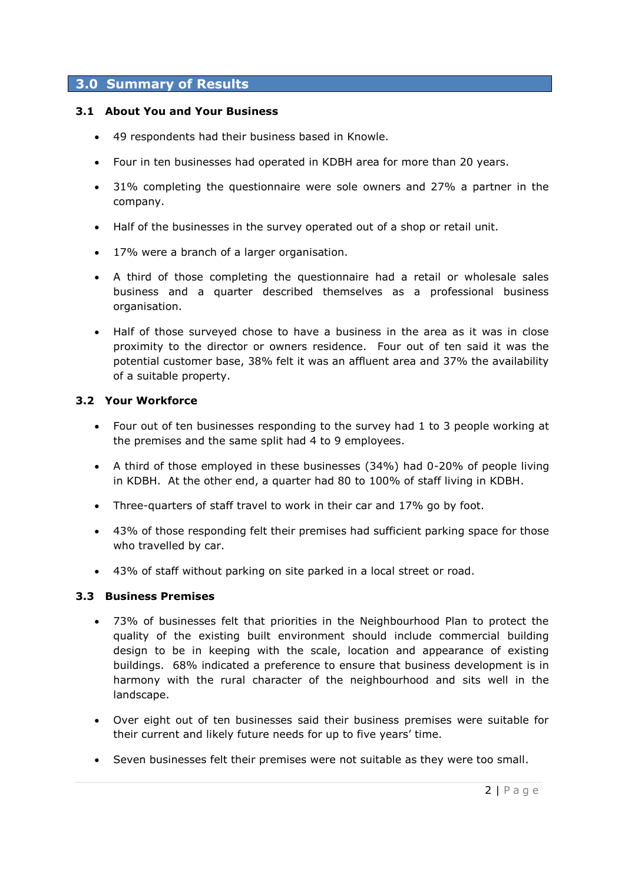## 3.0 Summary of Results

### 3.1 About You and Your Business

- 49 respondents had their business based in Knowle.
- Four in ten businesses had operated in KDBH area for more than 20 years.
- 31% completing the questionnaire were sole owners and 27% a partner in the company.
- Half of the businesses in the survey operated out of a shop or retail unit.
- 17% were a branch of a larger organisation.
- A third of those completing the questionnaire had a retail or wholesale sales business and a quarter described themselves as a professional business organisation.
- Half of those surveyed chose to have a business in the area as it was in close proximity to the director or owners residence. Four out of ten said it was the potential customer base, 38% felt it was an affluent area and 37% the availability of a suitable property.

### 3.2 Your Workforce

- Four out of ten businesses responding to the survey had 1 to 3 people working at the premises and the same split had 4 to 9 employees.
- A third of those employed in these businesses (34%) had 0-20% of people living in KDBH. At the other end, a quarter had 80 to 100% of staff living in KDBH.
- Three-quarters of staff travel to work in their car and 17% go by foot.
- 43% of those responding felt their premises had sufficient parking space for those who travelled by car.
- 43% of staff without parking on site parked in a local street or road.

### 3.3 Business Premises

- 73% of businesses felt that priorities in the Neighbourhood Plan to protect the quality of the existing built environment should include commercial building design to be in keeping with the scale, location and appearance of existing buildings. 68% indicated a preference to ensure that business development is in harmony with the rural character of the neighbourhood and sits well in the landscape.
- Over eight out of ten businesses said their business premises were suitable for their current and likely future needs for up to five years' time.
- Seven businesses felt their premises were not suitable as they were too small.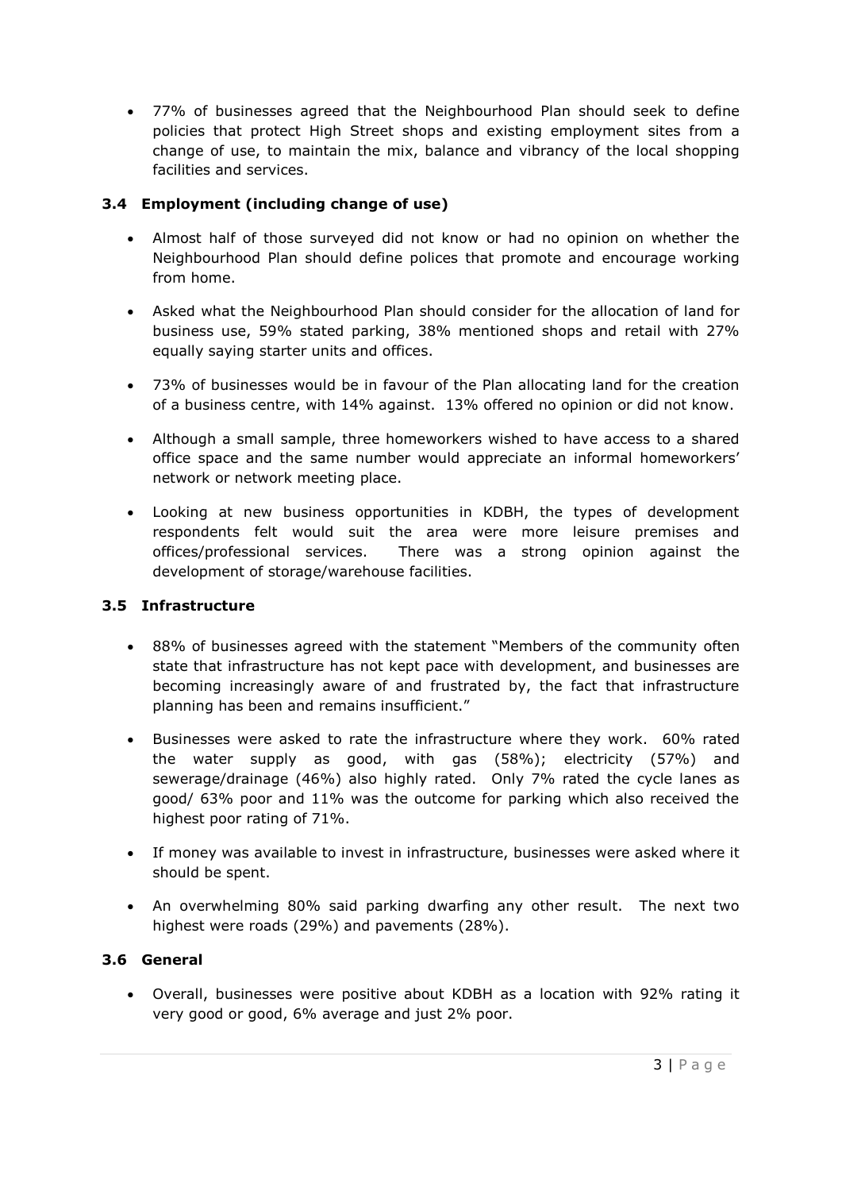- 77% of businesses agreed that the Neighbourhood Plan should seek to define policies that protect High Street shops and existing employment sites from a change of use, to maintain the mix, balance and vibrancy of the local shopping facilities and services.

### 3.4 Employment (including change of use)

- Almost half of those surveyed did not know or had no opinion on whether the Neighbourhood Plan should define polices that promote and encourage working from home.
- Asked what the Neighbourhood Plan should consider for the allocation of land for business use, 59% stated parking, 38% mentioned shops and retail with 27% equally saying starter units and offices.
- 73% of businesses would be in favour of the Plan allocating land for the creation of a business centre, with 14% against. 13% offered no opinion or did not know.
- Although a small sample, three homeworkers wished to have access to a shared office space and the same number would appreciate an informal homeworkers' network or network meeting place.
- Looking at new business opportunities in KDBH, the types of development respondents felt would suit the area were more leisure premises and offices/professional services. There was a strong opinion against the development of storage/warehouse facilities.

### 3.5 Infrastructure

- 88% of businesses agreed with the statement "Members of the community often state that infrastructure has not kept pace with development, and businesses are becoming increasingly aware of and frustrated by, the fact that infrastructure planning has been and remains insufficient."
- Businesses were asked to rate the infrastructure where they work. 60% rated the water supply as good, with gas (58%); electricity (57%) and sewerage/drainage (46%) also highly rated. Only 7% rated the cycle lanes as good/ 63% poor and 11% was the outcome for parking which also received the highest poor rating of 71%.
- If money was available to invest in infrastructure, businesses were asked where it should be spent.
- An overwhelming 80% said parking dwarfing any other result. The next two highest were roads (29%) and pavements (28%).

### 3.6 General

- Overall, businesses were positive about KDBH as a location with 92% rating it very good or good, 6% average and just 2% poor.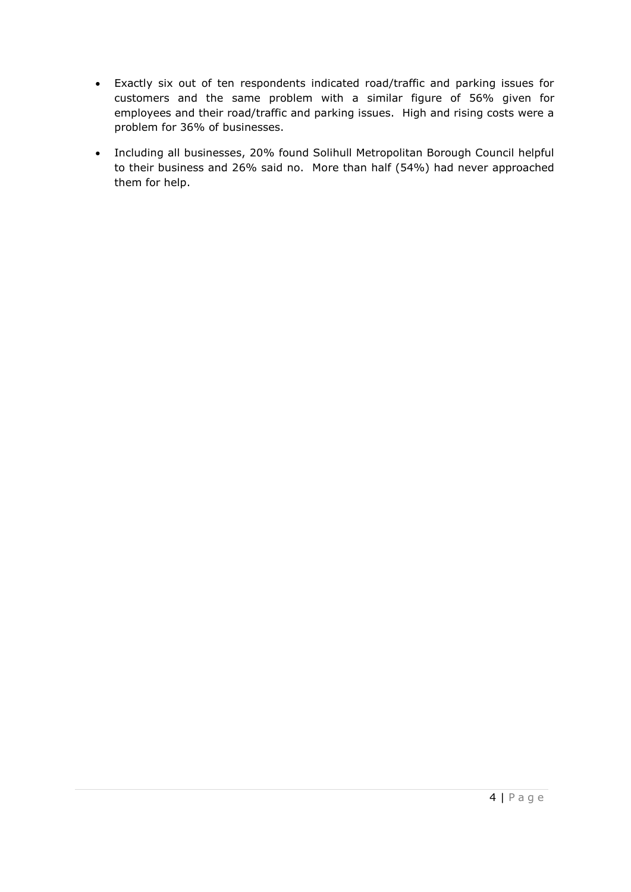- Exactly six out of ten respondents indicated road/traffic and parking issues for customers and the same problem with a similar figure of 56% given for employees and their road/traffic and parking issues. High and rising costs were a problem for 36% of businesses.
- Including all businesses, 20% found Solihull Metropolitan Borough Council helpful to their business and 26% said no. More than half (54%) had never approached them for help.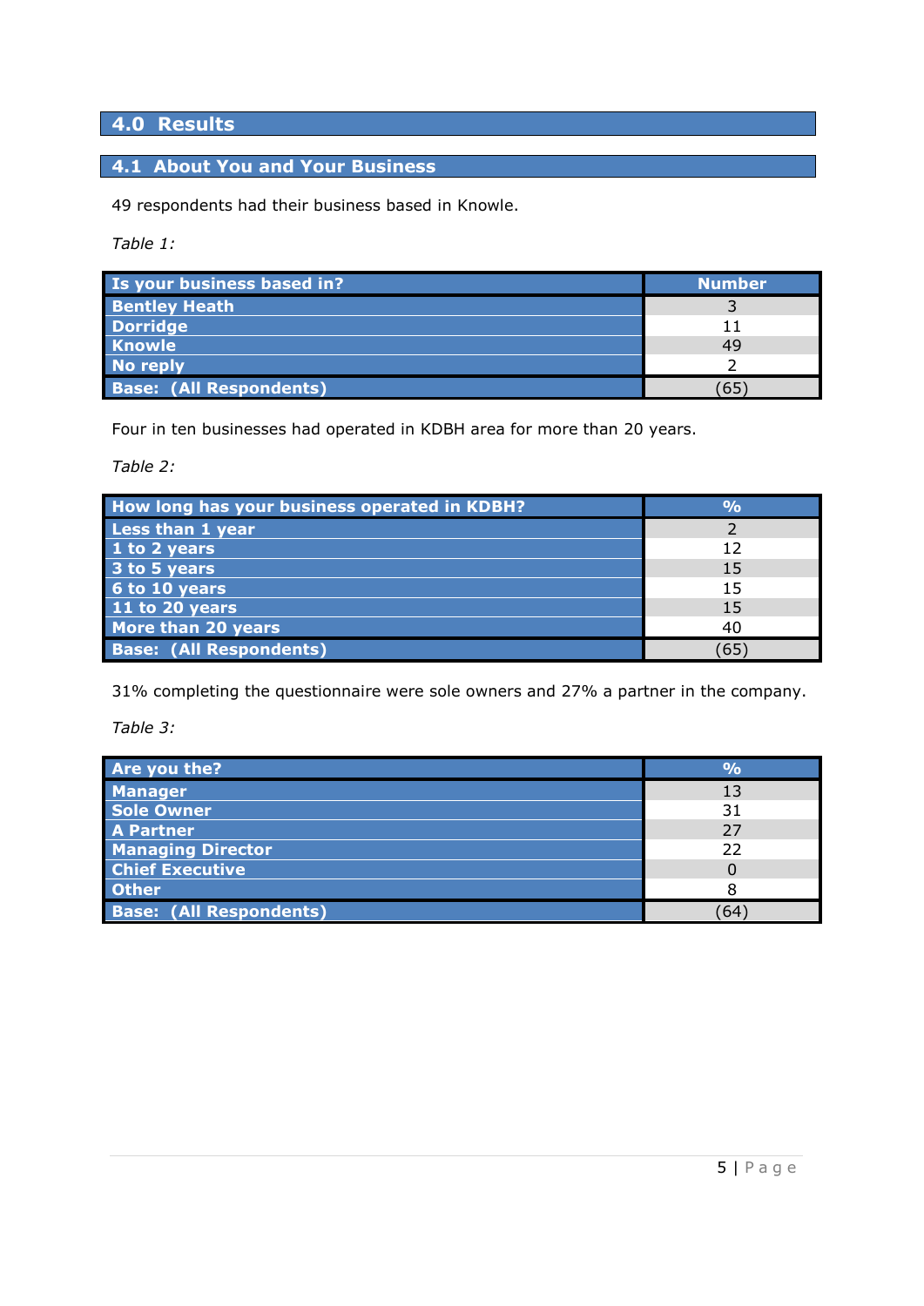## 4.0 Results

### 4.1 About You and Your Business

49 respondents had their business based in Knowle.

*Table 1:*

| Is your business based in? | Number |
|---|---|
| Bentley Heath | 3 |
| Dorridge | 11 |
| Knowle | 49 |
| No reply | 2 |
| Base: (All Respondents) | (65) |

Four in ten businesses had operated in KDBH area for more than 20 years.

*Table 2:*

| How long has your business operated in KDBH? | % |
|---|---|
| Less than 1 year | 2 |
| 1 to 2 years | 12 |
| 3 to 5 years | 15 |
| 6 to 10 years | 15 |
| 11 to 20 years | 15 |
| More than 20 years | 40 |
| Base: (All Respondents) | (65) |

31% completing the questionnaire were sole owners and 27% a partner in the company.

*Table 3:*

| Are you the? | % |
|---|---|
| Manager | 13 |
| Sole Owner | 31 |
| A Partner | 27 |
| Managing Director | 22 |
| Chief Executive | 0 |
| Other | 8 |
| Base: (All Respondents) | (64) |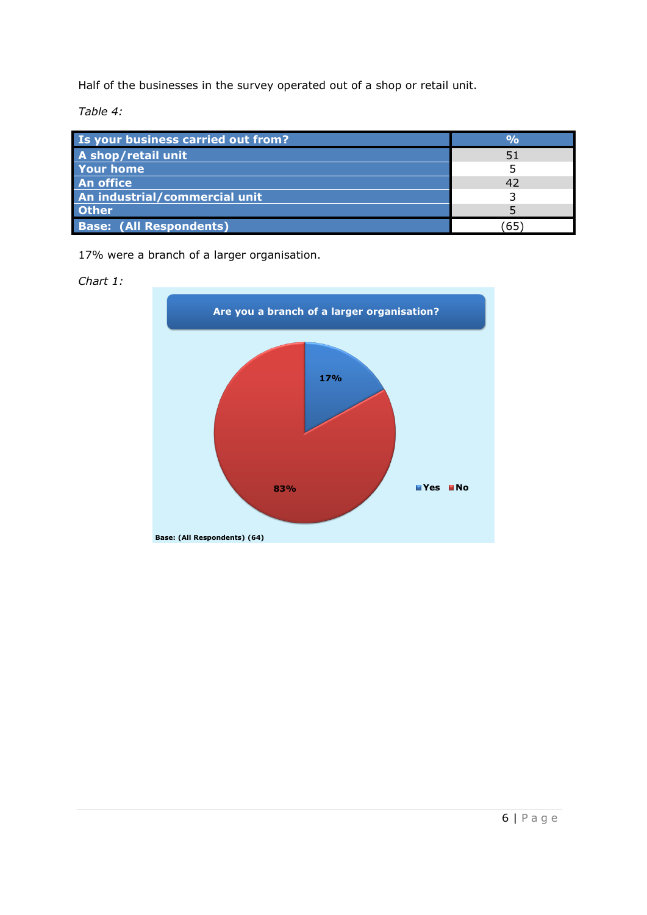Half of the businesses in the survey operated out of a shop or retail unit.

*Table 4:*

| Is your business carried out from? | % |
|---|---|
| A shop/retail unit | 51 |
| Your home | 5 |
| An office | 42 |
| An industrial/commercial unit | 3 |
| Other | 5 |
| Base: (All Respondents) | (65) |

17% were a branch of a larger organisation.

*Chart 1:*

**Are you a branch of a larger organisation?**

| | % |
|---|---|
| Yes | 17% |
| No | 83% |

Base: (All Respondents) (64)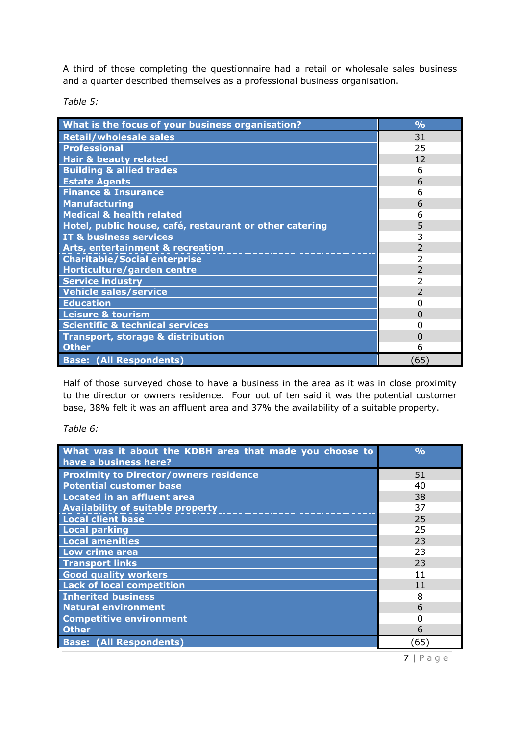A third of those completing the questionnaire had a retail or wholesale sales business and a quarter described themselves as a professional business organisation.

*Table 5:*

| What is the focus of your business organisation? | % |
|---|---|
| Retail/wholesale sales | 31 |
| Professional | 25 |
| Hair & beauty related | 12 |
| Building & allied trades | 6 |
| Estate Agents | 6 |
| Finance & Insurance | 6 |
| Manufacturing | 6 |
| Medical & health related | 6 |
| Hotel, public house, café, restaurant or other catering | 5 |
| IT & business services | 3 |
| Arts, entertainment & recreation | 2 |
| Charitable/Social enterprise | 2 |
| Horticulture/garden centre | 2 |
| Service industry | 2 |
| Vehicle sales/service | 2 |
| Education | 0 |
| Leisure & tourism | 0 |
| Scientific & technical services | 0 |
| Transport, storage & distribution | 0 |
| Other | 6 |
| Base: (All Respondents) | (65) |

Half of those surveyed chose to have a business in the area as it was in close proximity to the director or owners residence. Four out of ten said it was the potential customer base, 38% felt it was an affluent area and 37% the availability of a suitable property.

*Table 6:*

| What was it about the KDBH area that made you choose to have a business here? | % |
|---|---|
| Proximity to Director/owners residence | 51 |
| Potential customer base | 40 |
| Located in an affluent area | 38 |
| Availability of suitable property | 37 |
| Local client base | 25 |
| Local parking | 25 |
| Local amenities | 23 |
| Low crime area | 23 |
| Transport links | 23 |
| Good quality workers | 11 |
| Lack of local competition | 11 |
| Inherited business | 8 |
| Natural environment | 6 |
| Competitive environment | 0 |
| Other | 6 |
| Base: (All Respondents) | (65) |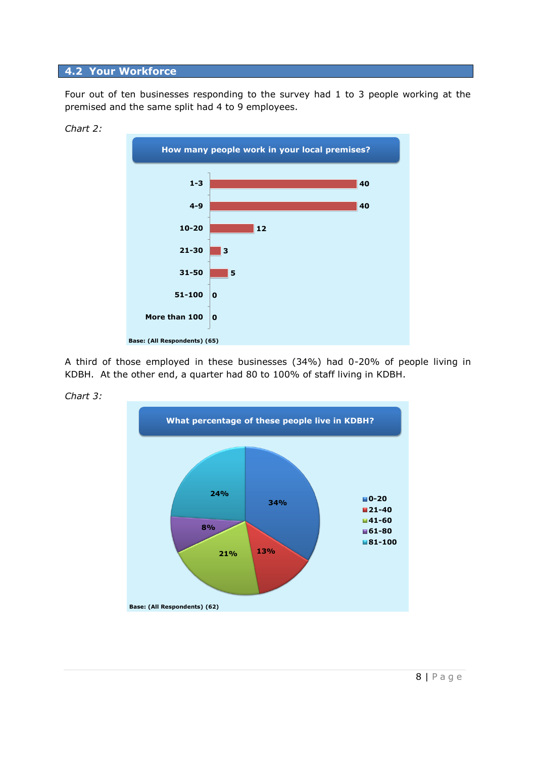## 4.2 Your Workforce

Four out of ten businesses responding to the survey had 1 to 3 people working at the premised and the same split had 4 to 9 employees.

*Chart 2:*

**How many people work in your local premises?**

| Number of people | % |
|---|---|
| 1-3 | 40 |
| 4-9 | 40 |
| 10-20 | 12 |
| 21-30 | 3 |
| 31-50 | 5 |
| 51-100 | 0 |
| More than 100 | 0 |

Base: (All Respondents) (65)

A third of those employed in these businesses (34%) had 0-20% of people living in KDBH. At the other end, a quarter had 80 to 100% of staff living in KDBH.

*Chart 3:*

**What percentage of these people live in KDBH?**

| Percentage | % |
|---|---|
| 0-20 | 34% |
| 21-40 | 13% |
| 41-60 | 21% |
| 61-80 | 8% |
| 81-100 | 24% |

Base: (All Respondents) (62)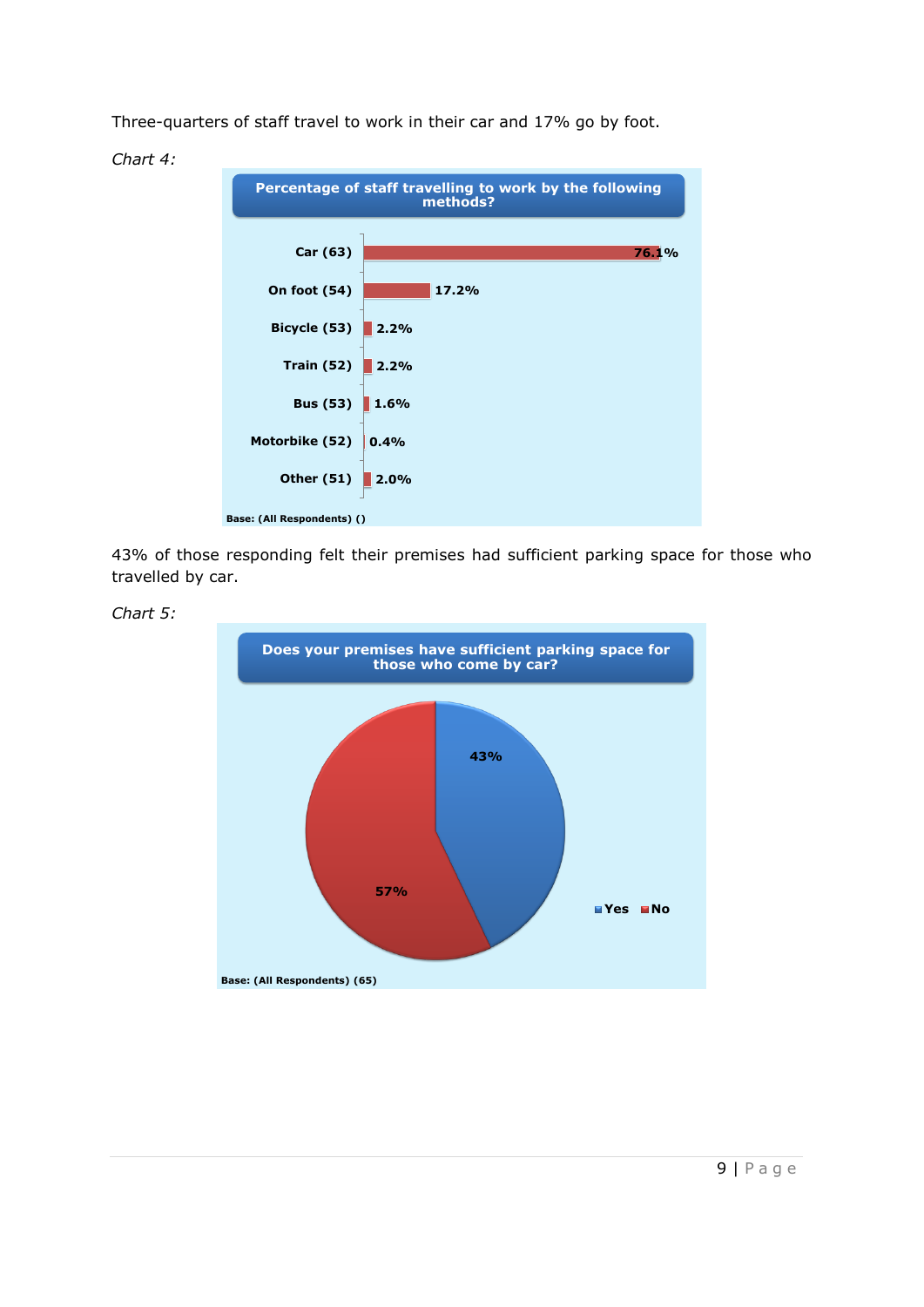Three-quarters of staff travel to work in their car and 17% go by foot.

*Chart 4:*

**Percentage of staff travelling to work by the following methods?**

| Method | Percentage |
|---|---|
| Car (63) | 76.1% |
| On foot (54) | 17.2% |
| Bicycle (53) | 2.2% |
| Train (52) | 2.2% |
| Bus (53) | 1.6% |
| Motorbike (52) | 0.4% |
| Other (51) | 2.0% |

Base: (All Respondents) ()

43% of those responding felt their premises had sufficient parking space for those who travelled by car.

*Chart 5:*

**Does your premises have sufficient parking space for those who come by car?**

| Response | Percentage |
|---|---|
| Yes | 43% |
| No | 57% |

Base: (All Respondents) (65)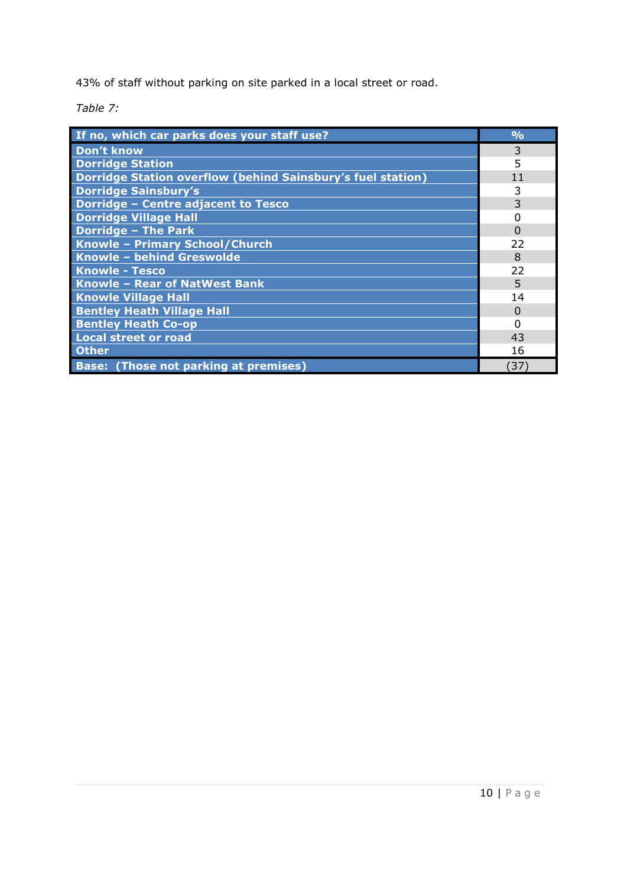43% of staff without parking on site parked in a local street or road.

*Table 7:*

| If no, which car parks does your staff use? | % |
|---|---|
| Don't know | 3 |
| Dorridge Station | 5 |
| Dorridge Station overflow (behind Sainsbury's fuel station) | 11 |
| Dorridge Sainsbury's | 3 |
| Dorridge – Centre adjacent to Tesco | 3 |
| Dorridge Village Hall | 0 |
| Dorridge – The Park | 0 |
| Knowle – Primary School/Church | 22 |
| Knowle – behind Greswolde | 8 |
| Knowle - Tesco | 22 |
| Knowle – Rear of NatWest Bank | 5 |
| Knowle Village Hall | 14 |
| Bentley Heath Village Hall | 0 |
| Bentley Heath Co-op | 0 |
| Local street or road | 43 |
| Other | 16 |
| Base: (Those not parking at premises) | (37) |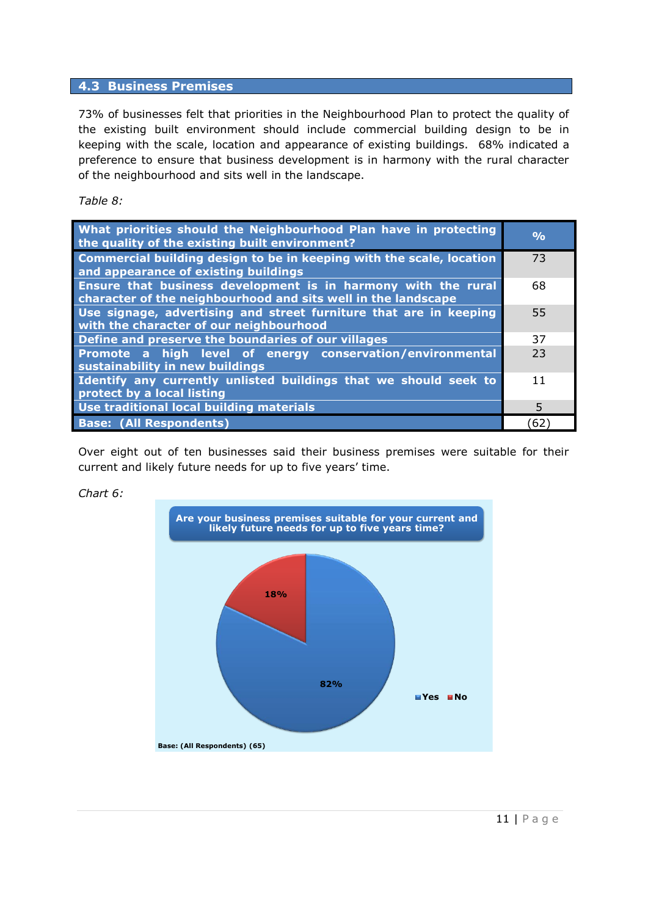## 4.3 Business Premises

73% of businesses felt that priorities in the Neighbourhood Plan to protect the quality of the existing built environment should include commercial building design to be in keeping with the scale, location and appearance of existing buildings. 68% indicated a preference to ensure that business development is in harmony with the rural character of the neighbourhood and sits well in the landscape.

*Table 8:*

| What priorities should the Neighbourhood Plan have in protecting the quality of the existing built environment? | % |
|---|---|
| Commercial building design to be in keeping with the scale, location and appearance of existing buildings | 73 |
| Ensure that business development is in harmony with the rural character of the neighbourhood and sits well in the landscape | 68 |
| Use signage, advertising and street furniture that are in keeping with the character of our neighbourhood | 55 |
| Define and preserve the boundaries of our villages | 37 |
| Promote a high level of energy conservation/environmental sustainability in new buildings | 23 |
| Identify any currently unlisted buildings that we should seek to protect by a local listing | 11 |
| Use traditional local building materials | 5 |
| Base: (All Respondents) | (62) |

Over eight out of ten businesses said their business premises were suitable for their current and likely future needs for up to five years' time.

*Chart 6:*

**Are your business premises suitable for your current and likely future needs for up to five years time?**

| Response | % |
|---|---|
| Yes | 82% |
| No | 18% |

Base: (All Respondents) (65)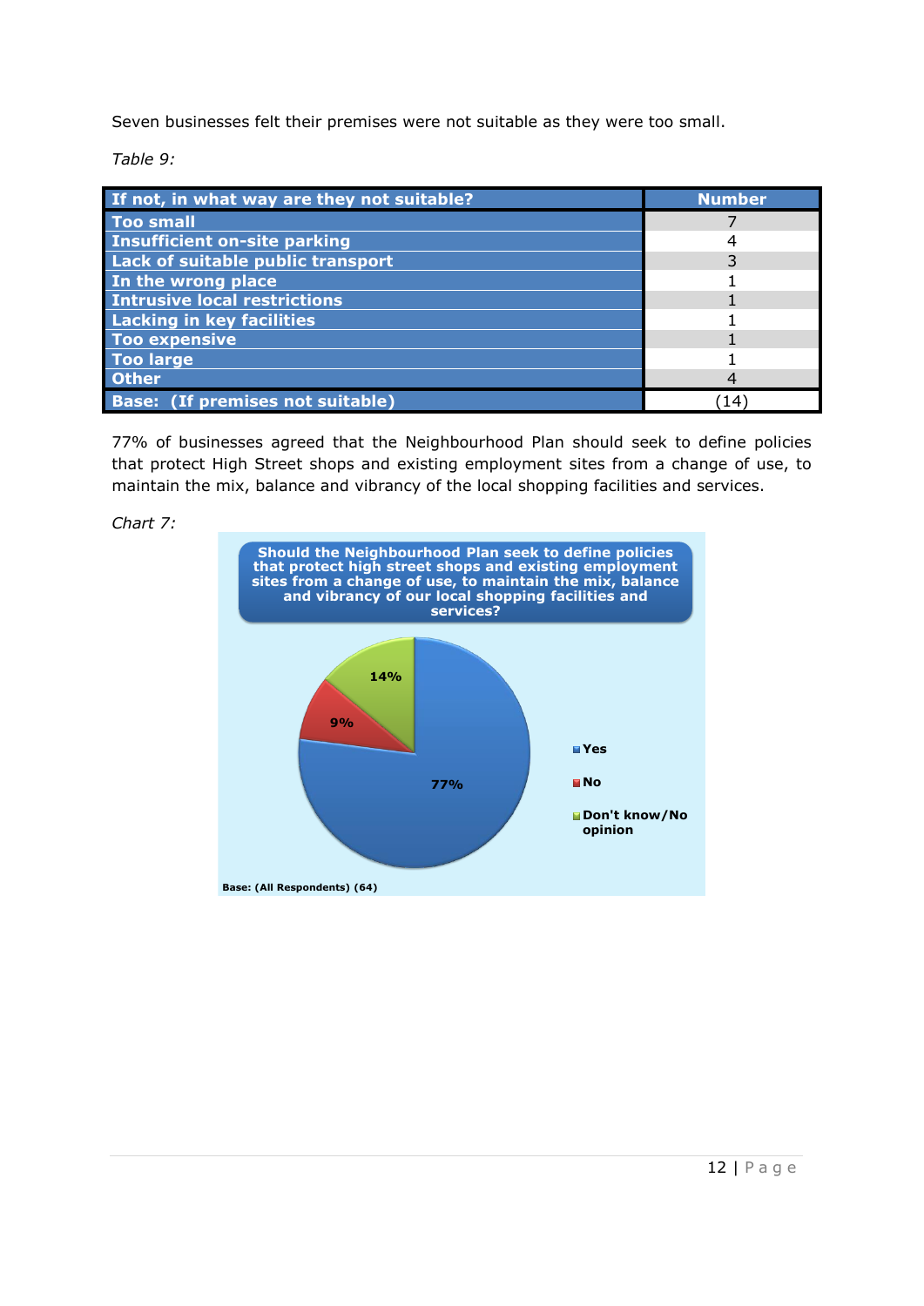Seven businesses felt their premises were not suitable as they were too small.

*Table 9:*

| If not, in what way are they not suitable? | Number |
|---|---|
| Too small | 7 |
| Insufficient on-site parking | 4 |
| Lack of suitable public transport | 3 |
| In the wrong place | 1 |
| Intrusive local restrictions | 1 |
| Lacking in key facilities | 1 |
| Too expensive | 1 |
| Too large | 1 |
| Other | 4 |
| Base: (If premises not suitable) | (14) |

77% of businesses agreed that the Neighbourhood Plan should seek to define policies that protect High Street shops and existing employment sites from a change of use, to maintain the mix, balance and vibrancy of the local shopping facilities and services.

*Chart 7:*

**Should the Neighbourhood Plan seek to define policies that protect high street shops and existing employment sites from a change of use, to maintain the mix, balance and vibrancy of our local shopping facilities and services?**

| Response | % |
|---|---|
| Yes | 77% |
| No | 9% |
| Don't know/No opinion | 14% |

Base: (All Respondents) (64)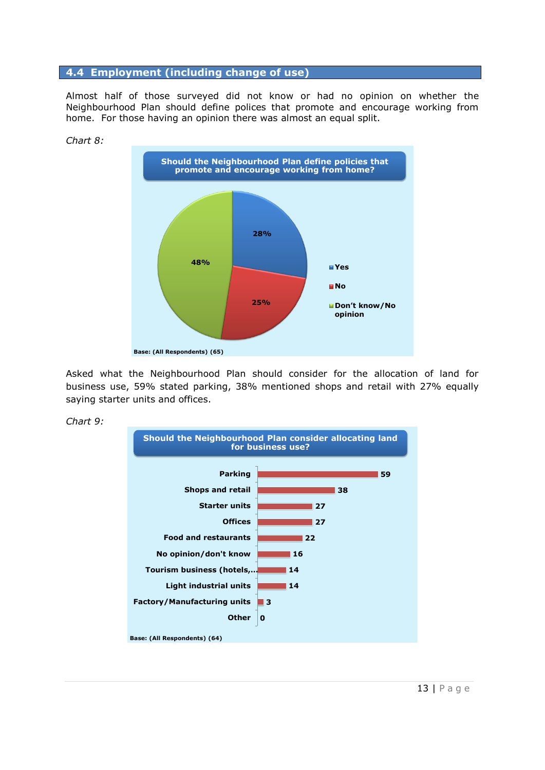## 4.4 Employment (including change of use)

Almost half of those surveyed did not know or had no opinion on whether the Neighbourhood Plan should define polices that promote and encourage working from home. For those having an opinion there was almost an equal split.

*Chart 8:*

**Should the Neighbourhood Plan define policies that promote and encourage working from home?**

| Response | % |
|---|---|
| Yes | 28% |
| No | 25% |
| Don't know/No opinion | 48% |

Base: (All Respondents) (65)

Asked what the Neighbourhood Plan should consider for the allocation of land for business use, 59% stated parking, 38% mentioned shops and retail with 27% equally saying starter units and offices.

*Chart 9:*

**Should the Neighbourhood Plan consider allocating land for business use?**

| Option | Value |
|---|---|
| Parking | 59 |
| Shops and retail | 38 |
| Starter units | 27 |
| Offices | 27 |
| Food and restaurants | 22 |
| No opinion/don't know | 16 |
| Tourism business (hotels,… | 14 |
| Light industrial units | 14 |
| Factory/Manufacturing units | 3 |
| Other | 0 |

Base: (All Respondents) (64)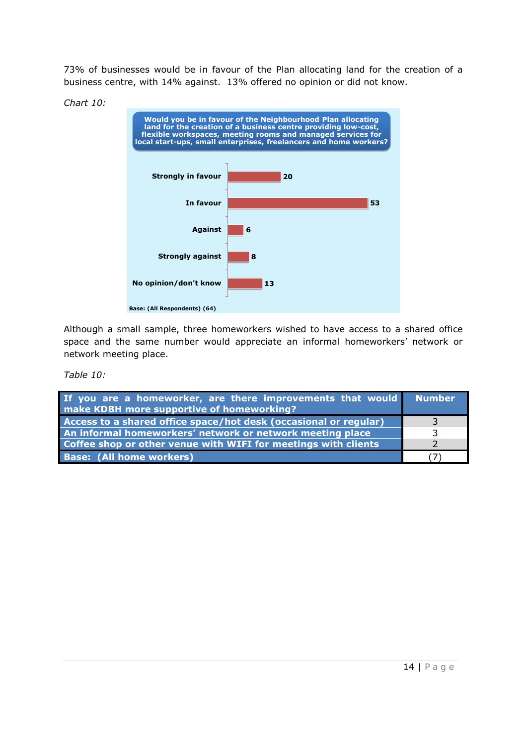73% of businesses would be in favour of the Plan allocating land for the creation of a business centre, with 14% against. 13% offered no opinion or did not know.

*Chart 10:*

**Would you be in favour of the Neighbourhood Plan allocating land for the creation of a business centre providing low-cost, flexible workspaces, meeting rooms and managed services for local start-ups, small enterprises, freelancers and home workers?**

| Response | Value |
|---|---|
| Strongly in favour | 20 |
| In favour | 53 |
| Against | 6 |
| Strongly against | 8 |
| No opinion/don't know | 13 |

Base: (All Respondents) (64)

Although a small sample, three homeworkers wished to have access to a shared office space and the same number would appreciate an informal homeworkers' network or network meeting place.

*Table 10:*

| If you are a homeworker, are there improvements that would make KDBH more supportive of homeworking? | Number |
|---|---|
| Access to a shared office space/hot desk (occasional or regular) | 3 |
| An informal homeworkers' network or network meeting place | 3 |
| Coffee shop or other venue with WIFI for meetings with clients | 2 |
| Base: (All home workers) | (7) |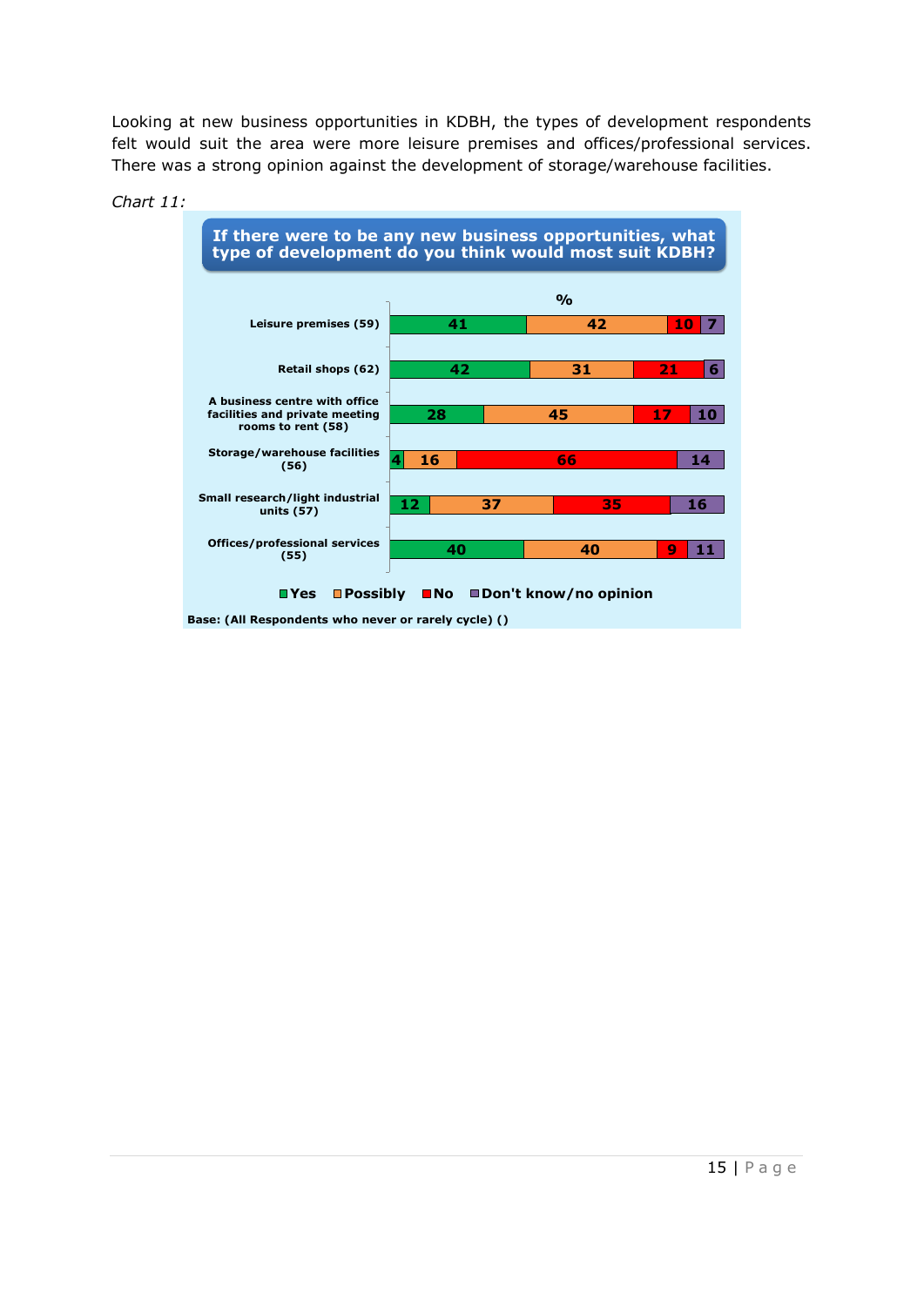Looking at new business opportunities in KDBH, the types of development respondents felt would suit the area were more leisure premises and offices/professional services. There was a strong opinion against the development of storage/warehouse facilities.

*Chart 11:*

**If there were to be any new business opportunities, what type of development do you think would most suit KDBH?**

| % | Yes | Possibly | No | Don't know/no opinion |
|---|---|---|---|---|
| Leisure premises (59) | 41 | 42 | 10 | 7 |
| Retail shops (62) | 42 | 31 | 21 | 6 |
| A business centre with office facilities and private meeting rooms to rent (58) | 28 | 45 | 17 | 10 |
| Storage/warehouse facilities (56) | 4 | 16 | 66 | 14 |
| Small research/light industrial units (57) | 12 | 37 | 35 | 16 |
| Offices/professional services (55) | 40 | 40 | 9 | 11 |

Base: (All Respondents who never or rarely cycle) ()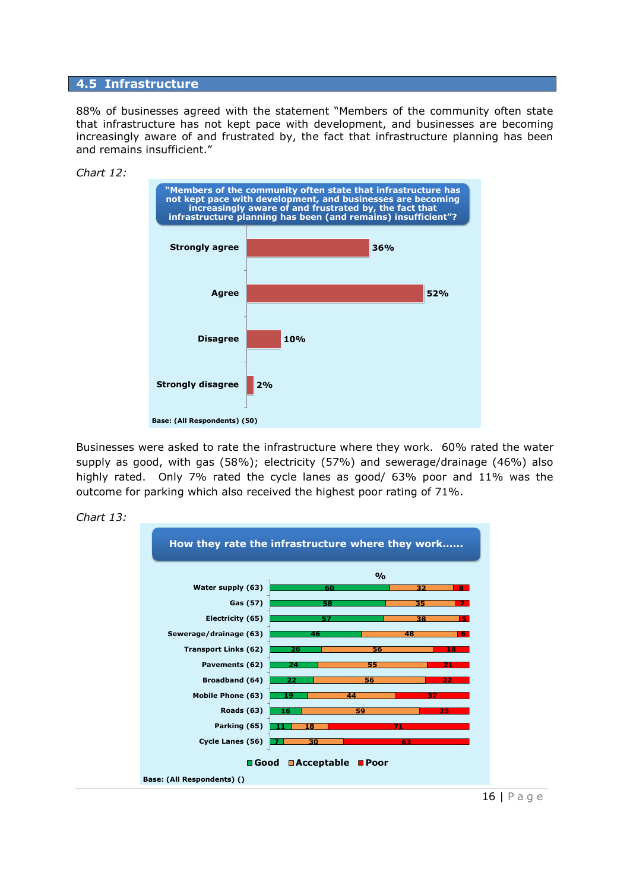## 4.5 Infrastructure

88% of businesses agreed with the statement "Members of the community often state that infrastructure has not kept pace with development, and businesses are becoming increasingly aware of and frustrated by, the fact that infrastructure planning has been and remains insufficient."

*Chart 12:*

**"Members of the community often state that infrastructure has not kept pace with development, and businesses are becoming increasingly aware of and frustrated by, the fact that infrastructure planning has been (and remains) insufficient"?**

| Response | % |
|---|---|
| Strongly agree | 36% |
| Agree | 52% |
| Disagree | 10% |
| Strongly disagree | 2% |

Base: (All Respondents) (50)

Businesses were asked to rate the infrastructure where they work. 60% rated the water supply as good, with gas (58%); electricity (57%) and sewerage/drainage (46%) also highly rated. Only 7% rated the cycle lanes as good/ 63% poor and 11% was the outcome for parking which also received the highest poor rating of 71%.

*Chart 13:*

**How they rate the infrastructure where they work......**

| % | Good | Acceptable | Poor |
|---|---|---|---|
| Water supply (63) | 60 | 32 | 8 |
| Gas (57) | 58 | 35 | 7 |
| Electricity (65) | 57 | 38 | 5 |
| Sewerage/drainage (63) | 46 | 48 | 6 |
| Transport Links (62) | 26 | 56 | 18 |
| Pavements (62) | 24 | 55 | 21 |
| Broadband (64) | 22 | 56 | 22 |
| Mobile Phone (63) | 19 | 44 | 37 |
| Roads (63) | 16 | 59 | 25 |
| Parking (65) | 11 | 18 | 71 |
| Cycle Lanes (56) | 7 | 30 | 63 |

Base: (All Respondents) ()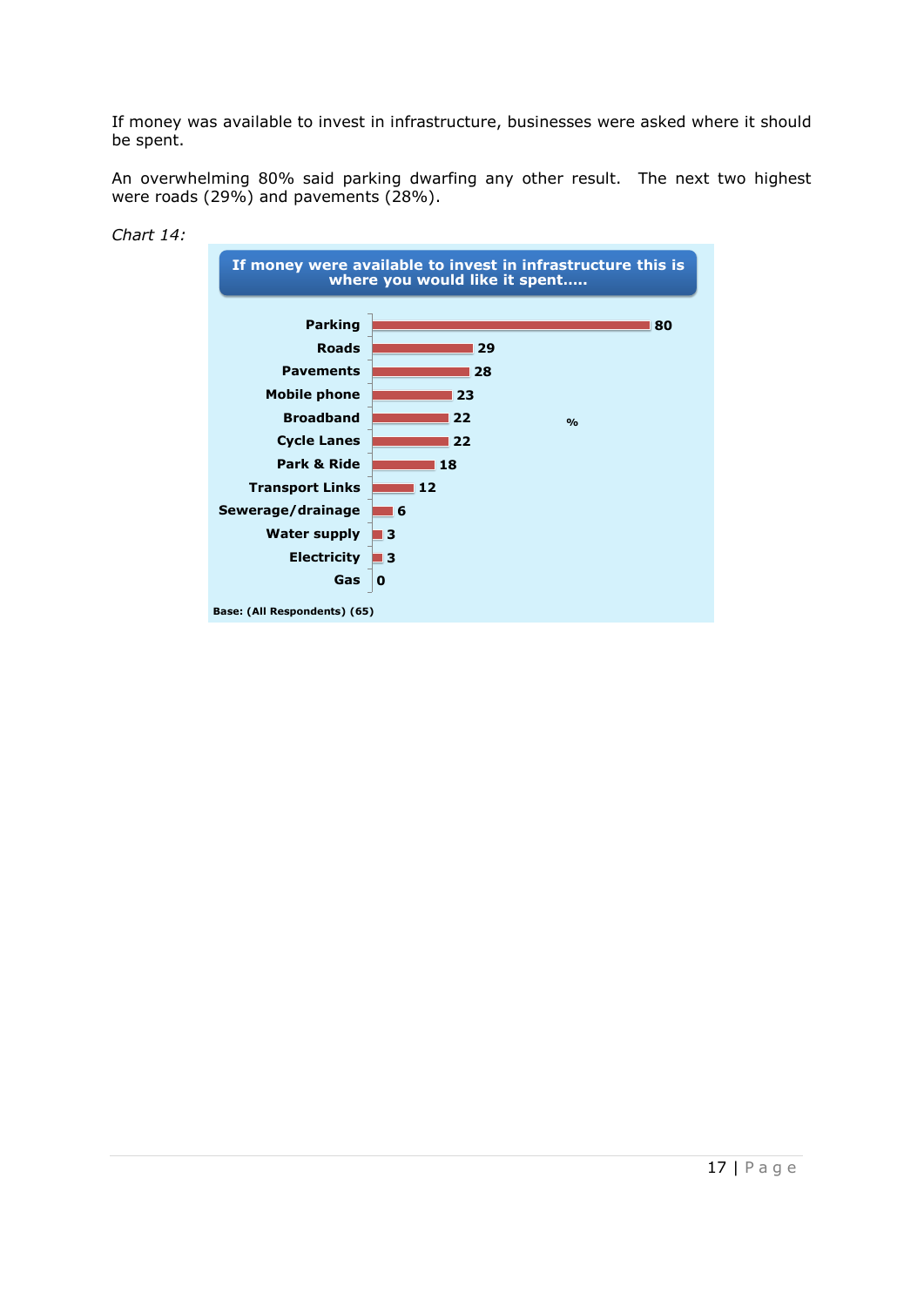If money was available to invest in infrastructure, businesses were asked where it should be spent.

An overwhelming 80% said parking dwarfing any other result. The next two highest were roads (29%) and pavements (28%).

*Chart 14:*

**If money were available to invest in infrastructure this is where you would like it spent.....**

| | % |
|---|---|
| Parking | 80 |
| Roads | 29 |
| Pavements | 28 |
| Mobile phone | 23 |
| Broadband | 22 |
| Cycle Lanes | 22 |
| Park & Ride | 18 |
| Transport Links | 12 |
| Sewerage/drainage | 6 |
| Water supply | 3 |
| Electricity | 3 |
| Gas | 0 |

Base: (All Respondents) (65)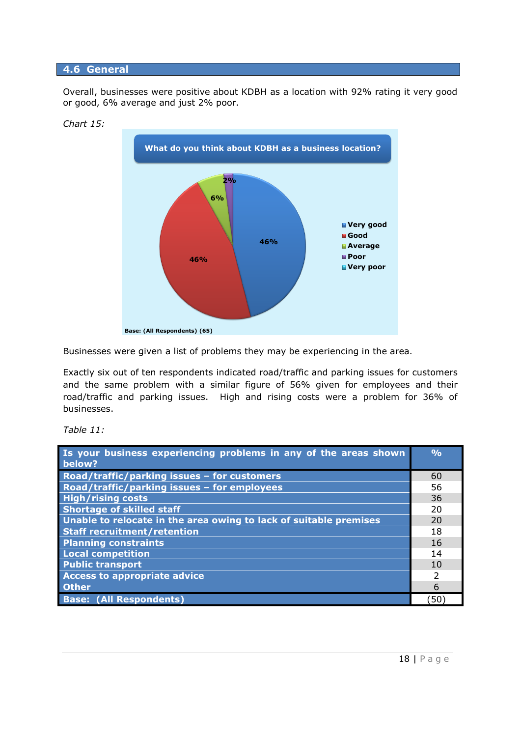## 4.6 General

Overall, businesses were positive about KDBH as a location with 92% rating it very good or good, 6% average and just 2% poor.

*Chart 15:*

**What do you think about KDBH as a business location?**

| Response | % |
|---|---|
| Very good | 46% |
| Good | 46% |
| Average | 6% |
| Poor | 2% |
| Very poor | |

Base: (All Respondents) (65)

Businesses were given a list of problems they may be experiencing in the area.

Exactly six out of ten respondents indicated road/traffic and parking issues for customers and the same problem with a similar figure of 56% given for employees and their road/traffic and parking issues. High and rising costs were a problem for 36% of businesses.

*Table 11:*

| Is your business experiencing problems in any of the areas shown below? | % |
|---|---|
| Road/traffic/parking issues – for customers | 60 |
| Road/traffic/parking issues – for employees | 56 |
| High/rising costs | 36 |
| Shortage of skilled staff | 20 |
| Unable to relocate in the area owing to lack of suitable premises | 20 |
| Staff recruitment/retention | 18 |
| Planning constraints | 16 |
| Local competition | 14 |
| Public transport | 10 |
| Access to appropriate advice | 2 |
| Other | 6 |
| Base: (All Respondents) | (50) |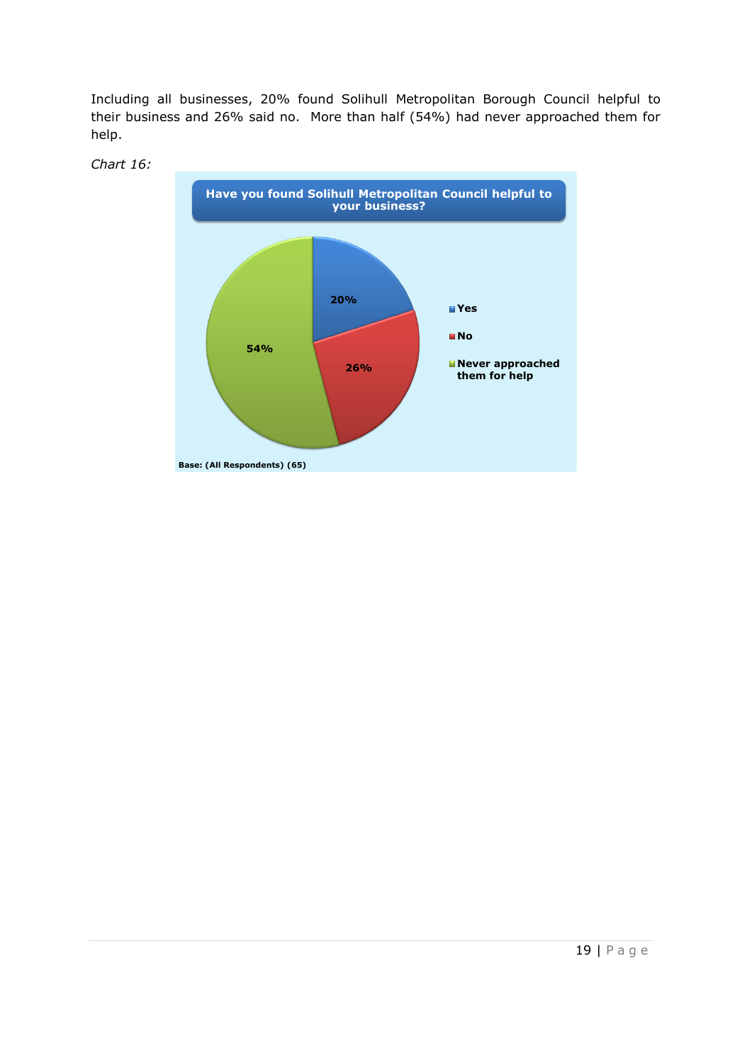Including all businesses, 20% found Solihull Metropolitan Borough Council helpful to their business and 26% said no.  More than half (54%) had never approached them for help.

*Chart 16:*

**Have you found Solihull Metropolitan Council helpful to your business?**

| Response | % |
|---|---|
| Yes | 20% |
| No | 26% |
| Never approached them for help | 54% |

Base: (All Respondents) (65)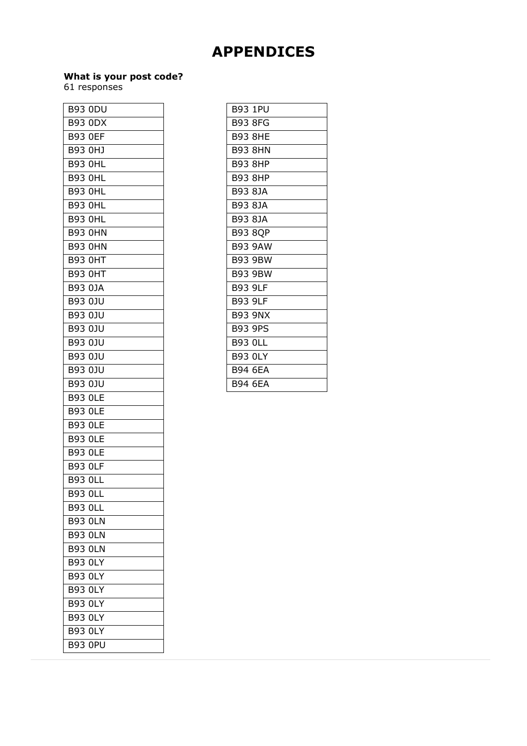# APPENDICES

**What is your post code?**
61 responses

| B93 0DU |
|---|
| B93 0DX |
| B93 0EF |
| B93 0HJ |
| B93 0HL |
| B93 0HL |
| B93 0HL |
| B93 0HL |
| B93 0HL |
| B93 0HN |
| B93 0HN |
| B93 0HT |
| B93 0HT |
| B93 0JA |
| B93 0JU |
| B93 0JU |
| B93 0JU |
| B93 0JU |
| B93 0JU |
| B93 0JU |
| B93 0JU |
| B93 0LE |
| B93 0LE |
| B93 0LE |
| B93 0LE |
| B93 0LE |
| B93 0LF |
| B93 0LL |
| B93 0LL |
| B93 0LL |
| B93 0LN |
| B93 0LN |
| B93 0LN |
| B93 0LY |
| B93 0LY |
| B93 0LY |
| B93 0LY |
| B93 0LY |
| B93 0LY |
| B93 0PU |

| B93 1PU |
|---|
| B93 8FG |
| B93 8HE |
| B93 8HN |
| B93 8HP |
| B93 8HP |
| B93 8JA |
| B93 8JA |
| B93 8JA |
| B93 8QP |
| B93 9AW |
| B93 9BW |
| B93 9BW |
| B93 9LF |
| B93 9LF |
| B93 9NX |
| B93 9PS |
| B93 0LL |
| B93 0LY |
| B94 6EA |
| B94 6EA |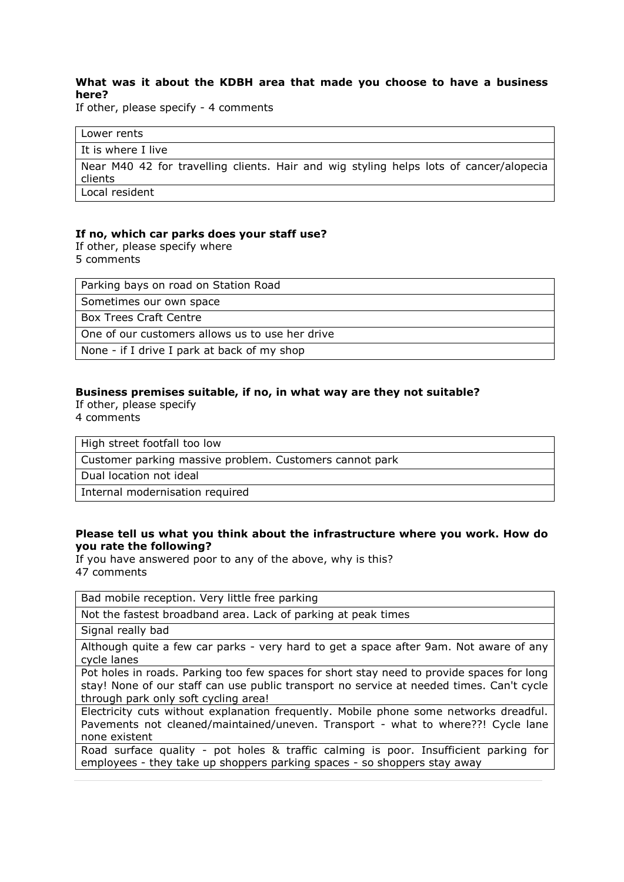**What was it about the KDBH area that made you choose to have a business here?**

If other, please specify - 4 comments

| Lower rents |
|---|
| It is where I live |
| Near M40 42 for travelling clients. Hair and wig styling helps lots of cancer/alopecia clients |
| Local resident |

**If no, which car parks does your staff use?**

If other, please specify where
5 comments

| Parking bays on road on Station Road |
|---|
| Sometimes our own space |
| Box Trees Craft Centre |
| One of our customers allows us to use her drive |
| None - if I drive I park at back of my shop |

**Business premises suitable, if no, in what way are they not suitable?**

If other, please specify
4 comments

| High street footfall too low |
|---|
| Customer parking massive problem. Customers cannot park |
| Dual location not ideal |
| Internal modernisation required |

**Please tell us what you think about the infrastructure where you work. How do you rate the following?**

If you have answered poor to any of the above, why is this?
47 comments

| Bad mobile reception. Very little free parking |
|---|
| Not the fastest broadband area. Lack of parking at peak times |
| Signal really bad |
| Although quite a few car parks - very hard to get a space after 9am. Not aware of any cycle lanes |
| Pot holes in roads. Parking too few spaces for short stay need to provide spaces for long stay! None of our staff can use public transport no service at needed times. Can't cycle through park only soft cycling area! |
| Electricity cuts without explanation frequently. Mobile phone some networks dreadful. Pavements not cleaned/maintained/uneven. Transport - what to where??! Cycle lane none existent |
| Road surface quality - pot holes & traffic calming is poor. Insufficient parking for employees - they take up shoppers parking spaces - so shoppers stay away |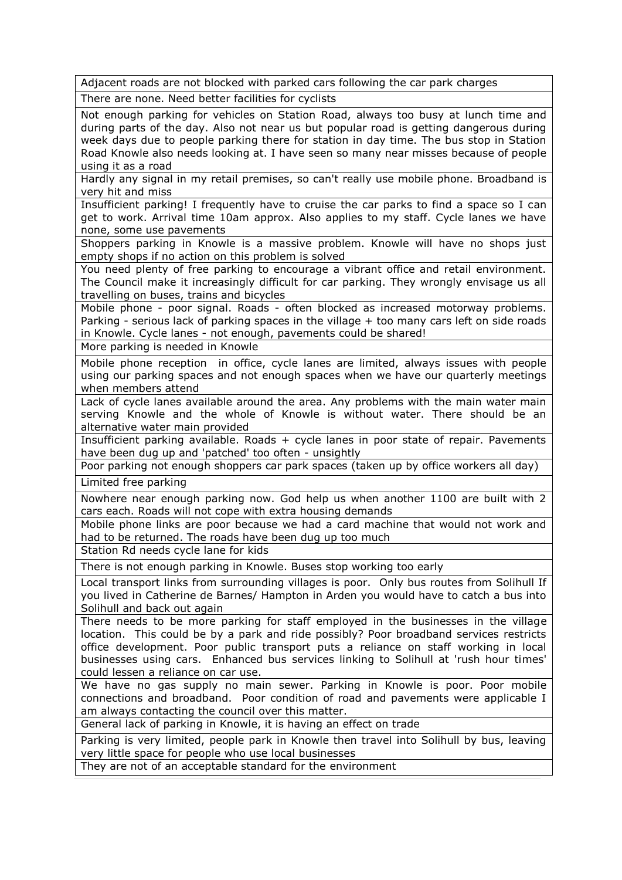| Adjacent roads are not blocked with parked cars following the car park charges |
|---|
| There are none. Need better facilities for cyclists |
| Not enough parking for vehicles on Station Road, always too busy at lunch time and during parts of the day. Also not near us but popular road is getting dangerous during week days due to people parking there for station in day time. The bus stop in Station Road Knowle also needs looking at. I have seen so many near misses because of people using it as a road |
| Hardly any signal in my retail premises, so can't really use mobile phone. Broadband is very hit and miss |
| Insufficient parking! I frequently have to cruise the car parks to find a space so I can get to work. Arrival time 10am approx. Also applies to my staff. Cycle lanes we have none, some use pavements |
| Shoppers parking in Knowle is a massive problem. Knowle will have no shops just empty shops if no action on this problem is solved |
| You need plenty of free parking to encourage a vibrant office and retail environment. The Council make it increasingly difficult for car parking. They wrongly envisage us all travelling on buses, trains and bicycles |
| Mobile phone - poor signal. Roads - often blocked as increased motorway problems. Parking - serious lack of parking spaces in the village + too many cars left on side roads in Knowle. Cycle lanes - not enough, pavements could be shared! |
| More parking is needed in Knowle |
| Mobile phone reception in office, cycle lanes are limited, always issues with people using our parking spaces and not enough spaces when we have our quarterly meetings when members attend |
| Lack of cycle lanes available around the area. Any problems with the main water main serving Knowle and the whole of Knowle is without water. There should be an alternative water main provided |
| Insufficient parking available. Roads + cycle lanes in poor state of repair. Pavements have been dug up and 'patched' too often - unsightly |
| Poor parking not enough shoppers car park spaces (taken up by office workers all day) |
| Limited free parking |
| Nowhere near enough parking now. God help us when another 1100 are built with 2 cars each. Roads will not cope with extra housing demands |
| Mobile phone links are poor because we had a card machine that would not work and had to be returned. The roads have been dug up too much |
| Station Rd needs cycle lane for kids |
| There is not enough parking in Knowle. Buses stop working too early |
| Local transport links from surrounding villages is poor. Only bus routes from Solihull If you lived in Catherine de Barnes/ Hampton in Arden you would have to catch a bus into Solihull and back out again |
| There needs to be more parking for staff employed in the businesses in the village location. This could be by a park and ride possibly? Poor broadband services restricts office development. Poor public transport puts a reliance on staff working in local businesses using cars. Enhanced bus services linking to Solihull at 'rush hour times' could lessen a reliance on car use. |
| We have no gas supply no main sewer. Parking in Knowle is poor. Poor mobile connections and broadband. Poor condition of road and pavements were applicable I am always contacting the council over this matter. |
| General lack of parking in Knowle, it is having an effect on trade |
| Parking is very limited, people park in Knowle then travel into Solihull by bus, leaving very little space for people who use local businesses |
| They are not of an acceptable standard for the environment |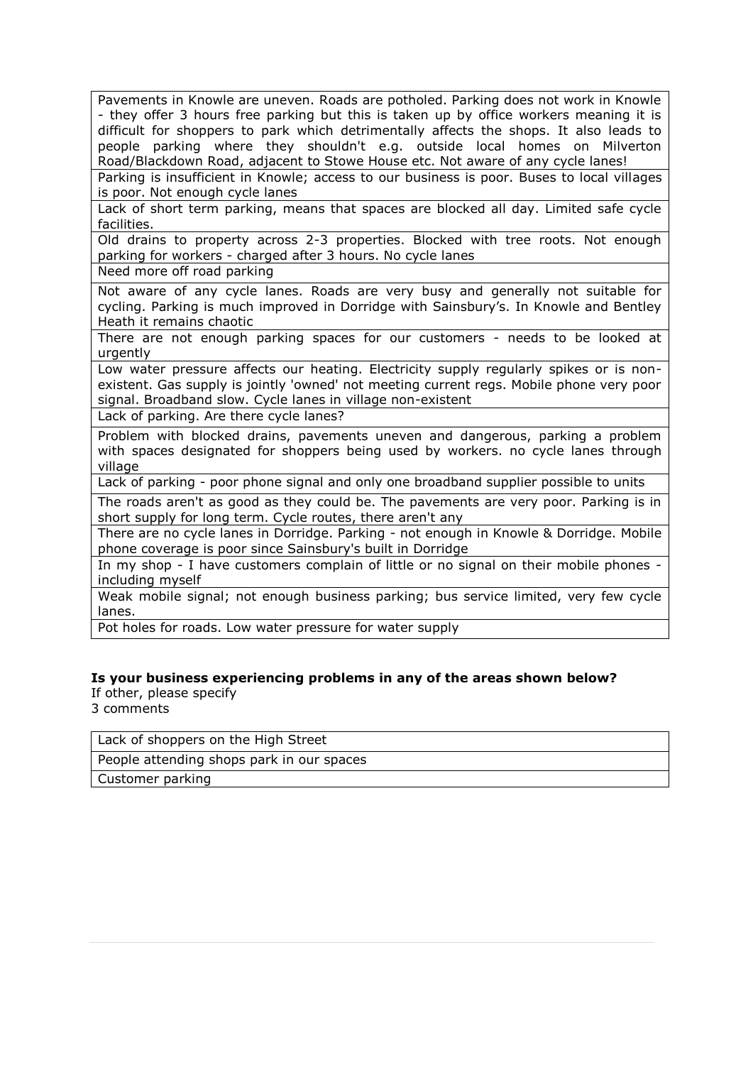| |
|---|
| Pavements in Knowle are uneven. Roads are potholed. Parking does not work in Knowle - they offer 3 hours free parking but this is taken up by office workers meaning it is difficult for shoppers to park which detrimentally affects the shops. It also leads to people parking where they shouldn't e.g. outside local homes on Milverton Road/Blackdown Road, adjacent to Stowe House etc. Not aware of any cycle lanes! |
| Parking is insufficient in Knowle; access to our business is poor. Buses to local villages is poor. Not enough cycle lanes |
| Lack of short term parking, means that spaces are blocked all day. Limited safe cycle facilities. |
| Old drains to property across 2-3 properties. Blocked with tree roots. Not enough parking for workers - charged after 3 hours. No cycle lanes |
| Need more off road parking |
| Not aware of any cycle lanes. Roads are very busy and generally not suitable for cycling. Parking is much improved in Dorridge with Sainsbury's. In Knowle and Bentley Heath it remains chaotic |
| There are not enough parking spaces for our customers - needs to be looked at urgently |
| Low water pressure affects our heating. Electricity supply regularly spikes or is non-existent. Gas supply is jointly 'owned' not meeting current regs. Mobile phone very poor signal. Broadband slow. Cycle lanes in village non-existent |
| Lack of parking. Are there cycle lanes? |
| Problem with blocked drains, pavements uneven and dangerous, parking a problem with spaces designated for shoppers being used by workers. no cycle lanes through village |
| Lack of parking - poor phone signal and only one broadband supplier possible to units |
| The roads aren't as good as they could be. The pavements are very poor. Parking is in short supply for long term. Cycle routes, there aren't any |
| There are no cycle lanes in Dorridge. Parking - not enough in Knowle & Dorridge. Mobile phone coverage is poor since Sainsbury's built in Dorridge |
| In my shop - I have customers complain of little or no signal on their mobile phones - including myself |
| Weak mobile signal; not enough business parking; bus service limited, very few cycle lanes. |
| Pot holes for roads. Low water pressure for water supply |

**Is your business experiencing problems in any of the areas shown below?**

If other, please specify

3 comments

| |
|---|
| Lack of shoppers on the High Street |
| People attending shops park in our spaces |
| Customer parking |